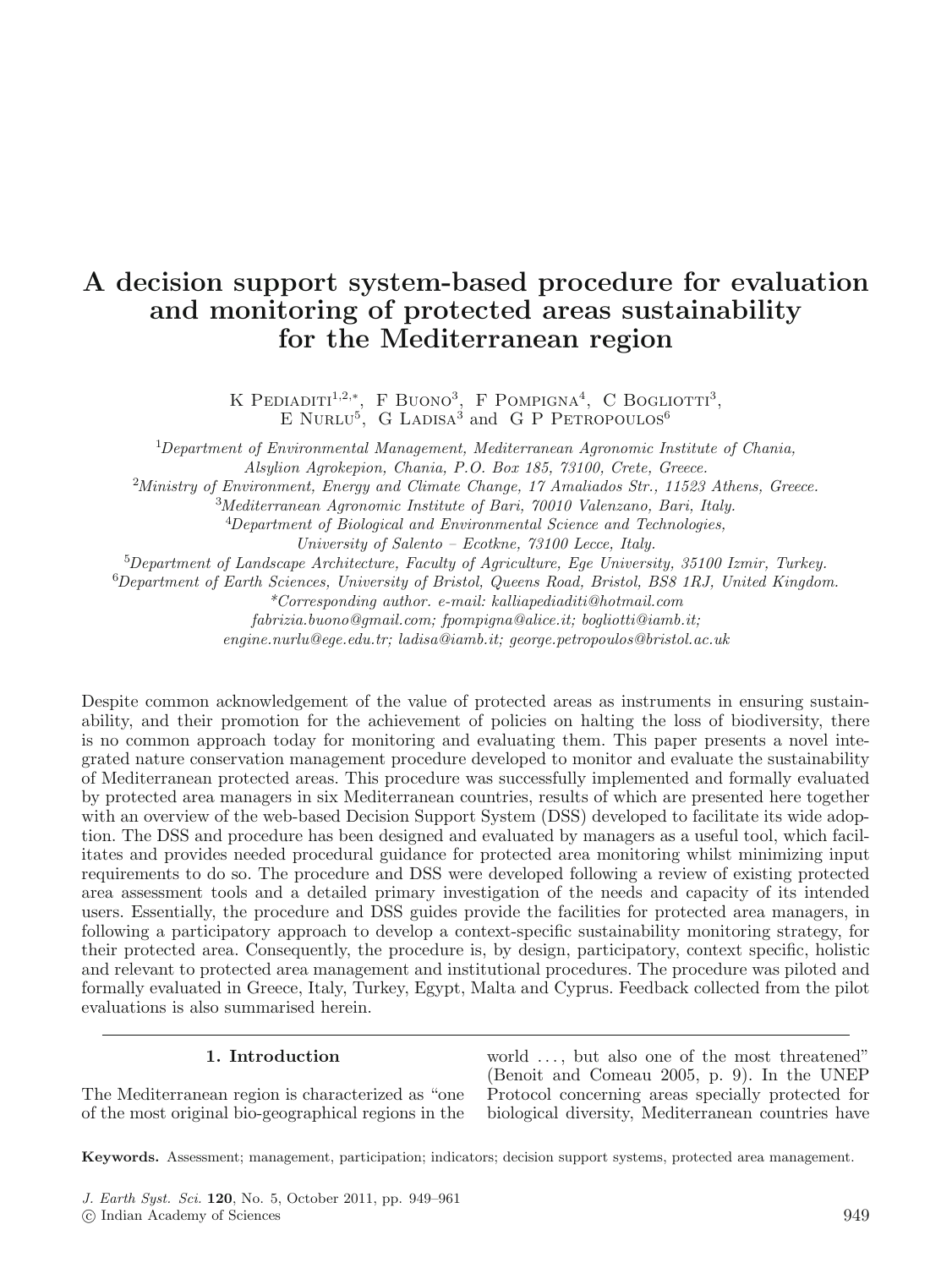# A decision support system-based procedure for evaluation and monitoring of protected areas sustainability for the Mediterranean region

K Pediaditi[1,2,*], F Buono[3], F Pompigna[4], C Bogliotti[3], E Nurlu[5], G Ladisa[3] and G P Petropoulos[6]

[1]*Department of Environmental Management, Mediterranean Agronomic Institute of Chania, Alsylion Agrokepion, Chania, P.O. Box 185, 73100, Crete, Greece.*
[2]*Ministry of Environment, Energy and Climate Change, 17 Amaliados Str., 11523 Athens, Greece.*
[3]*Mediterranean Agronomic Institute of Bari, 70010 Valenzano, Bari, Italy.*
[4]*Department of Biological and Environmental Science and Technologies, University of Salento – Ecotkne, 73100 Lecce, Italy.*
[5]*Department of Landscape Architecture, Faculty of Agriculture, Ege University, 35100 Izmir, Turkey.*
[6]*Department of Earth Sciences, University of Bristol, Queens Road, Bristol, BS8 1RJ, United Kingdom.*
*\*Corresponding author. e-mail: kalliapediaditi@hotmail.com*
*fabrizia.buono@gmail.com; fpompigna@alice.it; bogliotti@iamb.it; engine.nurlu@ege.edu.tr; ladisa@iamb.it; george.petropoulos@bristol.ac.uk*

Despite common acknowledgement of the value of protected areas as instruments in ensuring sustainability, and their promotion for the achievement of policies on halting the loss of biodiversity, there is no common approach today for monitoring and evaluating them. This paper presents a novel integrated nature conservation management procedure developed to monitor and evaluate the sustainability of Mediterranean protected areas. This procedure was successfully implemented and formally evaluated by protected area managers in six Mediterranean countries, results of which are presented here together with an overview of the web-based Decision Support System (DSS) developed to facilitate its wide adoption. The DSS and procedure has been designed and evaluated by managers as a useful tool, which facilitates and provides needed procedural guidance for protected area monitoring whilst minimizing input requirements to do so. The procedure and DSS were developed following a review of existing protected area assessment tools and a detailed primary investigation of the needs and capacity of its intended users. Essentially, the procedure and DSS guides provide the facilities for protected area managers, in following a participatory approach to develop a context-specific sustainability monitoring strategy, for their protected area. Consequently, the procedure is, by design, participatory, context specific, holistic and relevant to protected area management and institutional procedures. The procedure was piloted and formally evaluated in Greece, Italy, Turkey, Egypt, Malta and Cyprus. Feedback collected from the pilot evaluations is also summarised herein.

## 1. Introduction

The Mediterranean region is characterized as "one of the most original bio-geographical regions in the world ..., but also one of the most threatened" (Benoit and Comeau 2005, p. 9). In the UNEP Protocol concerning areas specially protected for biological diversity, Mediterranean countries have

**Keywords.** Assessment; management, participation; indicators; decision support systems, protected area management.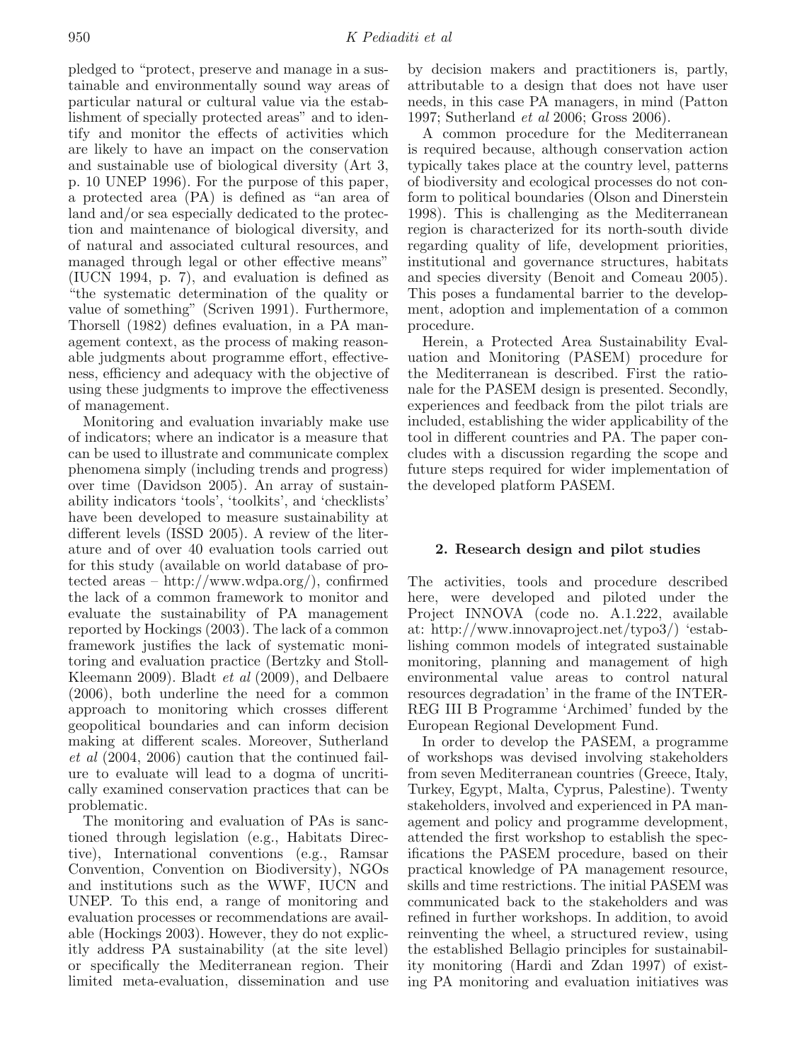pledged to "protect, preserve and manage in a sustainable and environmentally sound way areas of particular natural or cultural value via the establishment of specially protected areas" and to identify and monitor the effects of activities which are likely to have an impact on the conservation and sustainable use of biological diversity (Art 3, p. 10 UNEP 1996). For the purpose of this paper, a protected area (PA) is defined as "an area of land and/or sea especially dedicated to the protection and maintenance of biological diversity, and of natural and associated cultural resources, and managed through legal or other effective means" (IUCN 1994, p. 7), and evaluation is defined as "the systematic determination of the quality or value of something" (Scriven 1991). Furthermore, Thorsell (1982) defines evaluation, in a PA management context, as the process of making reasonable judgments about programme effort, effectiveness, efficiency and adequacy with the objective of using these judgments to improve the effectiveness of management.

Monitoring and evaluation invariably make use of indicators; where an indicator is a measure that can be used to illustrate and communicate complex phenomena simply (including trends and progress) over time (Davidson 2005). An array of sustainability indicators 'tools', 'toolkits', and 'checklists' have been developed to measure sustainability at different levels (ISSD 2005). A review of the literature and of over 40 evaluation tools carried out for this study (available on world database of protected areas – http://www.wdpa.org/), confirmed the lack of a common framework to monitor and evaluate the sustainability of PA management reported by Hockings (2003). The lack of a common framework justifies the lack of systematic monitoring and evaluation practice (Bertzky and Stoll-Kleemann 2009). Bladt *et al* (2009), and Delbaere (2006), both underline the need for a common approach to monitoring which crosses different geopolitical boundaries and can inform decision making at different scales. Moreover, Sutherland *et al* (2004, 2006) caution that the continued failure to evaluate will lead to a dogma of uncritically examined conservation practices that can be problematic.

The monitoring and evaluation of PAs is sanctioned through legislation (e.g., Habitats Directive), International conventions (e.g., Ramsar Convention, Convention on Biodiversity), NGOs and institutions such as the WWF, IUCN and UNEP. To this end, a range of monitoring and evaluation processes or recommendations are available (Hockings 2003). However, they do not explicitly address PA sustainability (at the site level) or specifically the Mediterranean region. Their limited meta-evaluation, dissemination and use by decision makers and practitioners is, partly, attributable to a design that does not have user needs, in this case PA managers, in mind (Patton 1997; Sutherland *et al* 2006; Gross 2006).

A common procedure for the Mediterranean is required because, although conservation action typically takes place at the country level, patterns of biodiversity and ecological processes do not conform to political boundaries (Olson and Dinerstein 1998). This is challenging as the Mediterranean region is characterized for its north-south divide regarding quality of life, development priorities, institutional and governance structures, habitats and species diversity (Benoit and Comeau 2005). This poses a fundamental barrier to the development, adoption and implementation of a common procedure.

Herein, a Protected Area Sustainability Evaluation and Monitoring (PASEM) procedure for the Mediterranean is described. First the rationale for the PASEM design is presented. Secondly, experiences and feedback from the pilot trials are included, establishing the wider applicability of the tool in different countries and PA. The paper concludes with a discussion regarding the scope and future steps required for wider implementation of the developed platform PASEM.

## 2. Research design and pilot studies

The activities, tools and procedure described here, were developed and piloted under the Project INNOVA (code no. A.1.222, available at: http://www.innovaproject.net/typo3/) 'establishing common models of integrated sustainable monitoring, planning and management of high environmental value areas to control natural resources degradation' in the frame of the INTERREG III B Programme 'Archimed' funded by the European Regional Development Fund.

In order to develop the PASEM, a programme of workshops was devised involving stakeholders from seven Mediterranean countries (Greece, Italy, Turkey, Egypt, Malta, Cyprus, Palestine). Twenty stakeholders, involved and experienced in PA management and policy and programme development, attended the first workshop to establish the specifications the PASEM procedure, based on their practical knowledge of PA management resource, skills and time restrictions. The initial PASEM was communicated back to the stakeholders and was refined in further workshops. In addition, to avoid reinventing the wheel, a structured review, using the established Bellagio principles for sustainability monitoring (Hardi and Zdan 1997) of existing PA monitoring and evaluation initiatives was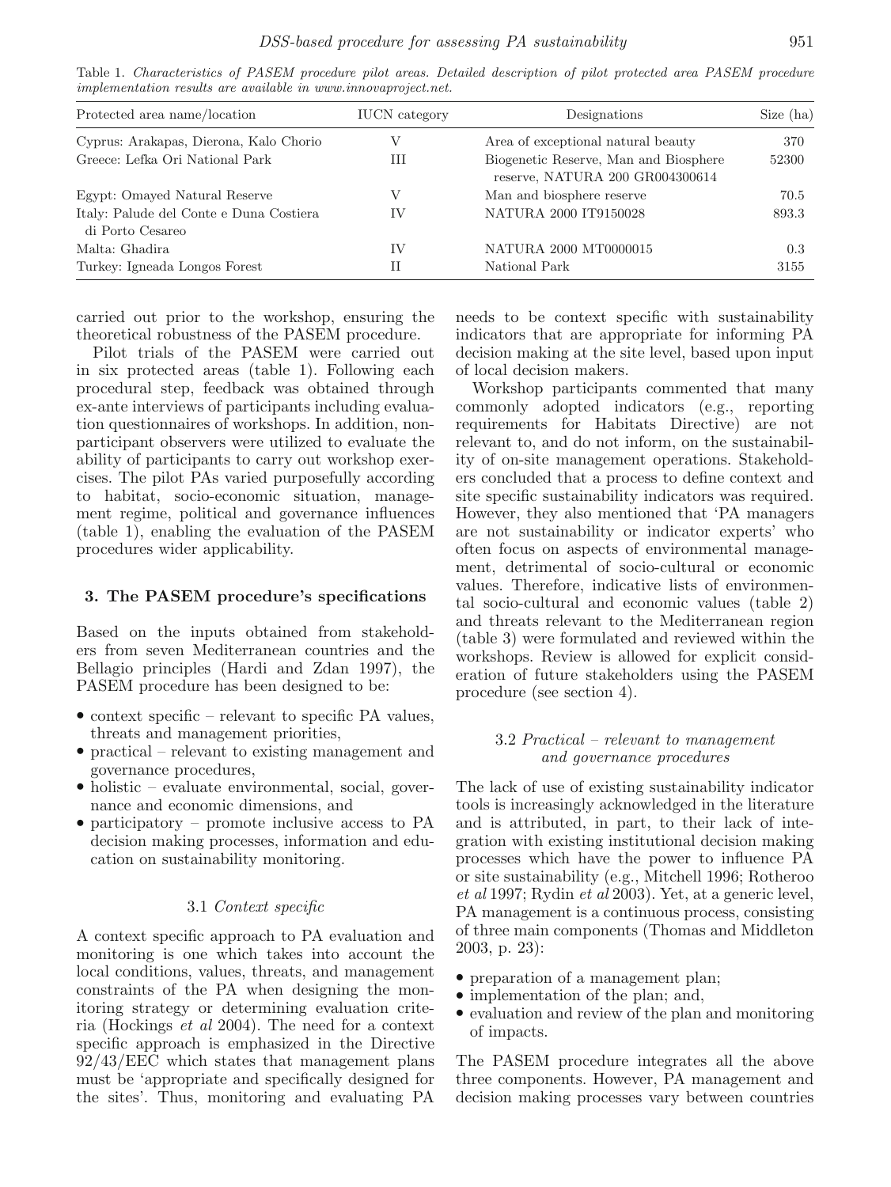Table 1. *Characteristics of PASEM procedure pilot areas. Detailed description of pilot protected area PASEM procedure implementation results are available in www.innovaproject.net.*

| Protected area name/location | IUCN category | Designations | Size (ha) |
|---|---|---|---|
| Cyprus: Arakapas, Dierona, Kalo Chorio | V | Area of exceptional natural beauty | 370 |
| Greece: Lefka Ori National Park | III | Biogenetic Reserve, Man and Biosphere reserve, NATURA 200 GR004300614 | 52300 |
| Egypt: Omayed Natural Reserve | V | Man and biosphere reserve | 70.5 |
| Italy: Palude del Conte e Duna Costiera di Porto Cesareo | IV | NATURA 2000 IT9150028 | 893.3 |
| Malta: Ghadira | IV | NATURA 2000 MT0000015 | 0.3 |
| Turkey: Igneada Longos Forest | II | National Park | 3155 |

carried out prior to the workshop, ensuring the theoretical robustness of the PASEM procedure.

Pilot trials of the PASEM were carried out in six protected areas (table 1). Following each procedural step, feedback was obtained through ex-ante interviews of participants including evaluation questionnaires of workshops. In addition, non-participant observers were utilized to evaluate the ability of participants to carry out workshop exercises. The pilot PAs varied purposefully according to habitat, socio-economic situation, management regime, political and governance influences (table 1), enabling the evaluation of the PASEM procedures wider applicability.

## 3. The PASEM procedure's specifications

Based on the inputs obtained from stakeholders from seven Mediterranean countries and the Bellagio principles (Hardi and Zdan 1997), the PASEM procedure has been designed to be:

- context specific – relevant to specific PA values, threats and management priorities,
- practical – relevant to existing management and governance procedures,
- holistic – evaluate environmental, social, governance and economic dimensions, and
- participatory – promote inclusive access to PA decision making processes, information and education on sustainability monitoring.

### 3.1 *Context specific*

A context specific approach to PA evaluation and monitoring is one which takes into account the local conditions, values, threats, and management constraints of the PA when designing the monitoring strategy or determining evaluation criteria (Hockings *et al* 2004). The need for a context specific approach is emphasized in the Directive 92/43/EEC which states that management plans must be 'appropriate and specifically designed for the sites'. Thus, monitoring and evaluating PA needs to be context specific with sustainability indicators that are appropriate for informing PA decision making at the site level, based upon input of local decision makers.

Workshop participants commented that many commonly adopted indicators (e.g., reporting requirements for Habitats Directive) are not relevant to, and do not inform, on the sustainability of on-site management operations. Stakeholders concluded that a process to define context and site specific sustainability indicators was required. However, they also mentioned that 'PA managers are not sustainability or indicator experts' who often focus on aspects of environmental management, detrimental of socio-cultural or economic values. Therefore, indicative lists of environmental socio-cultural and economic values (table 2) and threats relevant to the Mediterranean region (table 3) were formulated and reviewed within the workshops. Review is allowed for explicit consideration of future stakeholders using the PASEM procedure (see section 4).

### 3.2 *Practical – relevant to management and governance procedures*

The lack of use of existing sustainability indicator tools is increasingly acknowledged in the literature and is attributed, in part, to their lack of integration with existing institutional decision making processes which have the power to influence PA or site sustainability (e.g., Mitchell 1996; Rotheroo *et al* 1997; Rydin *et al* 2003). Yet, at a generic level, PA management is a continuous process, consisting of three main components (Thomas and Middleton 2003, p. 23):

- preparation of a management plan;
- implementation of the plan; and,
- evaluation and review of the plan and monitoring of impacts.

The PASEM procedure integrates all the above three components. However, PA management and decision making processes vary between countries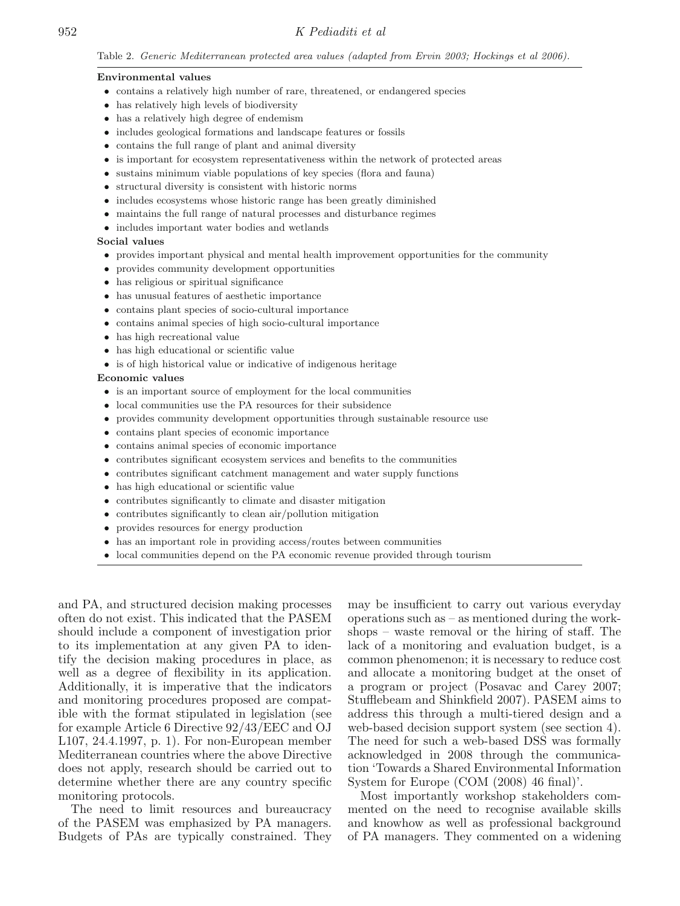Table 2. *Generic Mediterranean protected area values (adapted from Ervin 2003; Hockings et al 2006).*

**Environmental values**

- contains a relatively high number of rare, threatened, or endangered species
- has relatively high levels of biodiversity
- has a relatively high degree of endemism
- includes geological formations and landscape features or fossils
- contains the full range of plant and animal diversity
- is important for ecosystem representativeness within the network of protected areas
- sustains minimum viable populations of key species (flora and fauna)
- structural diversity is consistent with historic norms
- includes ecosystems whose historic range has been greatly diminished
- maintains the full range of natural processes and disturbance regimes
- includes important water bodies and wetlands

**Social values**

- provides important physical and mental health improvement opportunities for the community
- provides community development opportunities
- has religious or spiritual significance
- has unusual features of aesthetic importance
- contains plant species of socio-cultural importance
- contains animal species of high socio-cultural importance
- has high recreational value
- has high educational or scientific value
- is of high historical value or indicative of indigenous heritage

**Economic values**

- is an important source of employment for the local communities
- local communities use the PA resources for their subsidence
- provides community development opportunities through sustainable resource use
- contains plant species of economic importance
- contains animal species of economic importance
- contributes significant ecosystem services and benefits to the communities
- contributes significant catchment management and water supply functions
- has high educational or scientific value
- contributes significantly to climate and disaster mitigation
- contributes significantly to clean air/pollution mitigation
- provides resources for energy production
- has an important role in providing access/routes between communities
- local communities depend on the PA economic revenue provided through tourism

and PA, and structured decision making processes often do not exist. This indicated that the PASEM should include a component of investigation prior to its implementation at any given PA to identify the decision making procedures in place, as well as a degree of flexibility in its application. Additionally, it is imperative that the indicators and monitoring procedures proposed are compatible with the format stipulated in legislation (see for example Article 6 Directive 92/43/EEC and OJ L107, 24.4.1997, p. 1). For non-European member Mediterranean countries where the above Directive does not apply, research should be carried out to determine whether there are any country specific monitoring protocols.

The need to limit resources and bureaucracy of the PASEM was emphasized by PA managers. Budgets of PAs are typically constrained. They may be insufficient to carry out various everyday operations such as – as mentioned during the workshops – waste removal or the hiring of staff. The lack of a monitoring and evaluation budget, is a common phenomenon; it is necessary to reduce cost and allocate a monitoring budget at the onset of a program or project (Posavac and Carey 2007; Stufflebeam and Shinkfield 2007). PASEM aims to address this through a multi-tiered design and a web-based decision support system (see section 4). The need for such a web-based DSS was formally acknowledged in 2008 through the communication 'Towards a Shared Environmental Information System for Europe (COM (2008) 46 final)'.

Most importantly workshop stakeholders commented on the need to recognise available skills and knowhow as well as professional background of PA managers. They commented on a widening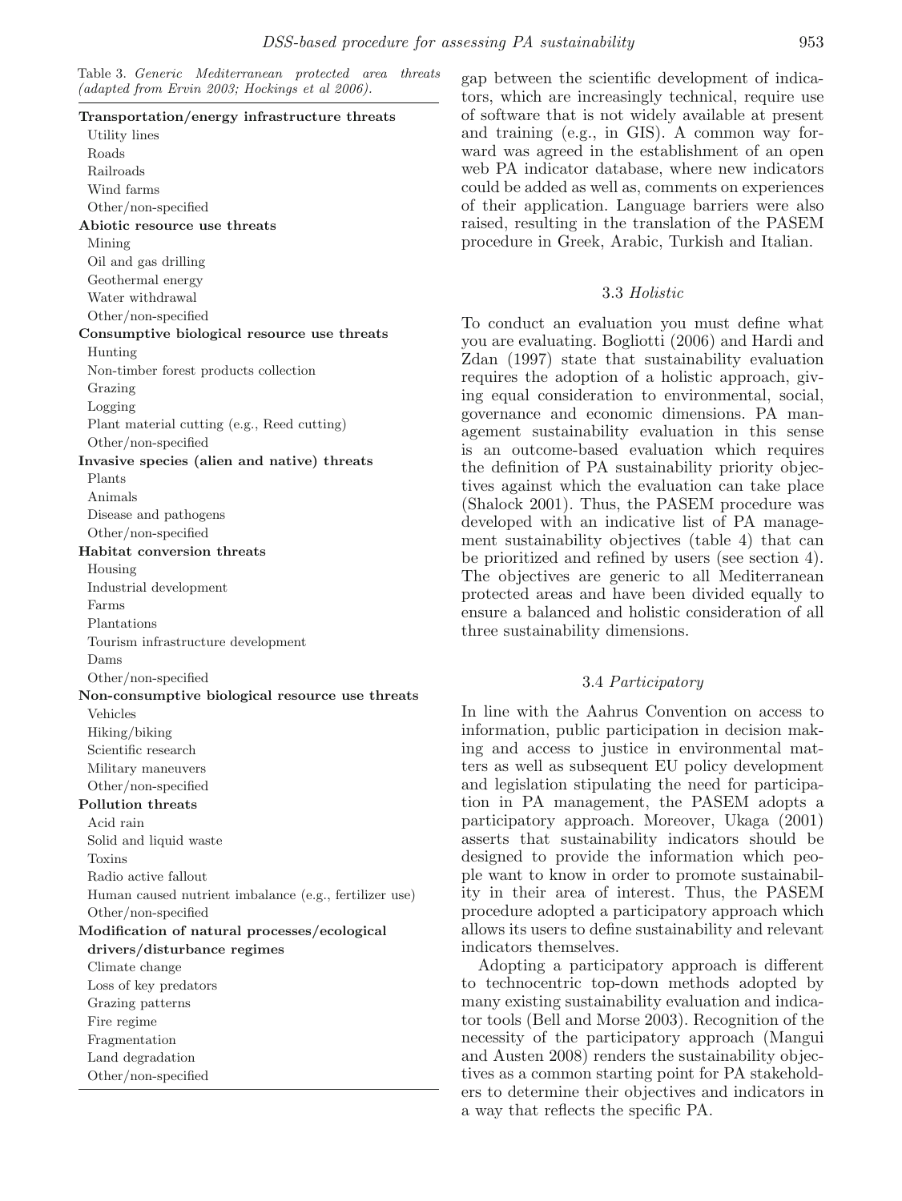Table 3. *Generic Mediterranean protected area threats (adapted from Ervin 2003; Hockings et al 2006).*

| |
|---|
| **Transportation/energy infrastructure threats** |
| Utility lines |
| Roads |
| Railroads |
| Wind farms |
| Other/non-specified |
| **Abiotic resource use threats** |
| Mining |
| Oil and gas drilling |
| Geothermal energy |
| Water withdrawal |
| Other/non-specified |
| **Consumptive biological resource use threats** |
| Hunting |
| Non-timber forest products collection |
| Grazing |
| Logging |
| Plant material cutting (e.g., Reed cutting) |
| Other/non-specified |
| **Invasive species (alien and native) threats** |
| Plants |
| Animals |
| Disease and pathogens |
| Other/non-specified |
| **Habitat conversion threats** |
| Housing |
| Industrial development |
| Farms |
| Plantations |
| Tourism infrastructure development |
| Dams |
| Other/non-specified |
| **Non-consumptive biological resource use threats** |
| Vehicles |
| Hiking/biking |
| Scientific research |
| Military maneuvers |
| Other/non-specified |
| **Pollution threats** |
| Acid rain |
| Solid and liquid waste |
| Toxins |
| Radio active fallout |
| Human caused nutrient imbalance (e.g., fertilizer use) |
| Other/non-specified |
| **Modification of natural processes/ecological drivers/disturbance regimes** |
| Climate change |
| Loss of key predators |
| Grazing patterns |
| Fire regime |
| Fragmentation |
| Land degradation |
| Other/non-specified |

gap between the scientific development of indicators, which are increasingly technical, require use of software that is not widely available at present and training (e.g., in GIS). A common way forward was agreed in the establishment of an open web PA indicator database, where new indicators could be added as well as, comments on experiences of their application. Language barriers were also raised, resulting in the translation of the PASEM procedure in Greek, Arabic, Turkish and Italian.

### 3.3 *Holistic*

To conduct an evaluation you must define what you are evaluating. Bogliotti (2006) and Hardi and Zdan (1997) state that sustainability evaluation requires the adoption of a holistic approach, giving equal consideration to environmental, social, governance and economic dimensions. PA management sustainability evaluation in this sense is an outcome-based evaluation which requires the definition of PA sustainability priority objectives against which the evaluation can take place (Shalock 2001). Thus, the PASEM procedure was developed with an indicative list of PA management sustainability objectives (table 4) that can be prioritized and refined by users (see section 4). The objectives are generic to all Mediterranean protected areas and have been divided equally to ensure a balanced and holistic consideration of all three sustainability dimensions.

### 3.4 *Participatory*

In line with the Aahrus Convention on access to information, public participation in decision making and access to justice in environmental matters as well as subsequent EU policy development and legislation stipulating the need for participation in PA management, the PASEM adopts a participatory approach. Moreover, Ukaga (2001) asserts that sustainability indicators should be designed to provide the information which people want to know in order to promote sustainability in their area of interest. Thus, the PASEM procedure adopted a participatory approach which allows its users to define sustainability and relevant indicators themselves.

Adopting a participatory approach is different to technocentric top-down methods adopted by many existing sustainability evaluation and indicator tools (Bell and Morse 2003). Recognition of the necessity of the participatory approach (Mangui and Austen 2008) renders the sustainability objectives as a common starting point for PA stakeholders to determine their objectives and indicators in a way that reflects the specific PA.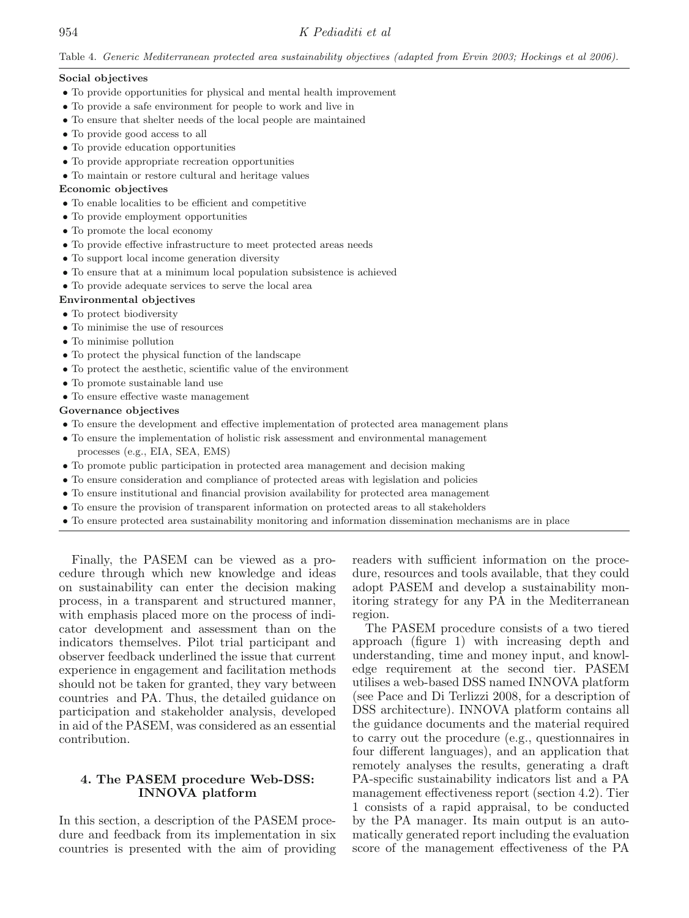Table 4. *Generic Mediterranean protected area sustainability objectives (adapted from Ervin 2003; Hockings et al 2006).*

**Social objectives**

- To provide opportunities for physical and mental health improvement
- To provide a safe environment for people to work and live in
- To ensure that shelter needs of the local people are maintained
- To provide good access to all
- To provide education opportunities
- To provide appropriate recreation opportunities
- To maintain or restore cultural and heritage values

**Economic objectives**

- To enable localities to be efficient and competitive
- To provide employment opportunities
- To promote the local economy
- To provide effective infrastructure to meet protected areas needs
- To support local income generation diversity
- To ensure that at a minimum local population subsistence is achieved
- To provide adequate services to serve the local area

**Environmental objectives**

- To protect biodiversity
- To minimise the use of resources
- To minimise pollution
- To protect the physical function of the landscape
- To protect the aesthetic, scientific value of the environment
- To promote sustainable land use
- To ensure effective waste management

**Governance objectives**

- To ensure the development and effective implementation of protected area management plans
- To ensure the implementation of holistic risk assessment and environmental management processes (e.g., EIA, SEA, EMS)
- To promote public participation in protected area management and decision making
- To ensure consideration and compliance of protected areas with legislation and policies
- To ensure institutional and financial provision availability for protected area management
- To ensure the provision of transparent information on protected areas to all stakeholders
- To ensure protected area sustainability monitoring and information dissemination mechanisms are in place

Finally, the PASEM can be viewed as a procedure through which new knowledge and ideas on sustainability can enter the decision making process, in a transparent and structured manner, with emphasis placed more on the process of indicator development and assessment than on the indicators themselves. Pilot trial participant and observer feedback underlined the issue that current experience in engagement and facilitation methods should not be taken for granted, they vary between countries and PA. Thus, the detailed guidance on participation and stakeholder analysis, developed in aid of the PASEM, was considered as an essential contribution.

## 4. The PASEM procedure Web-DSS: INNOVA platform

In this section, a description of the PASEM procedure and feedback from its implementation in six countries is presented with the aim of providing readers with sufficient information on the procedure, resources and tools available, that they could adopt PASEM and develop a sustainability monitoring strategy for any PA in the Mediterranean region.

The PASEM procedure consists of a two tiered approach (figure 1) with increasing depth and understanding, time and money input, and knowledge requirement at the second tier. PASEM utilises a web-based DSS named INNOVA platform (see Pace and Di Terlizzi 2008, for a description of DSS architecture). INNOVA platform contains all the guidance documents and the material required to carry out the procedure (e.g., questionnaires in four different languages), and an application that remotely analyses the results, generating a draft PA-specific sustainability indicators list and a PA management effectiveness report (section 4.2). Tier 1 consists of a rapid appraisal, to be conducted by the PA manager. Its main output is an automatically generated report including the evaluation score of the management effectiveness of the PA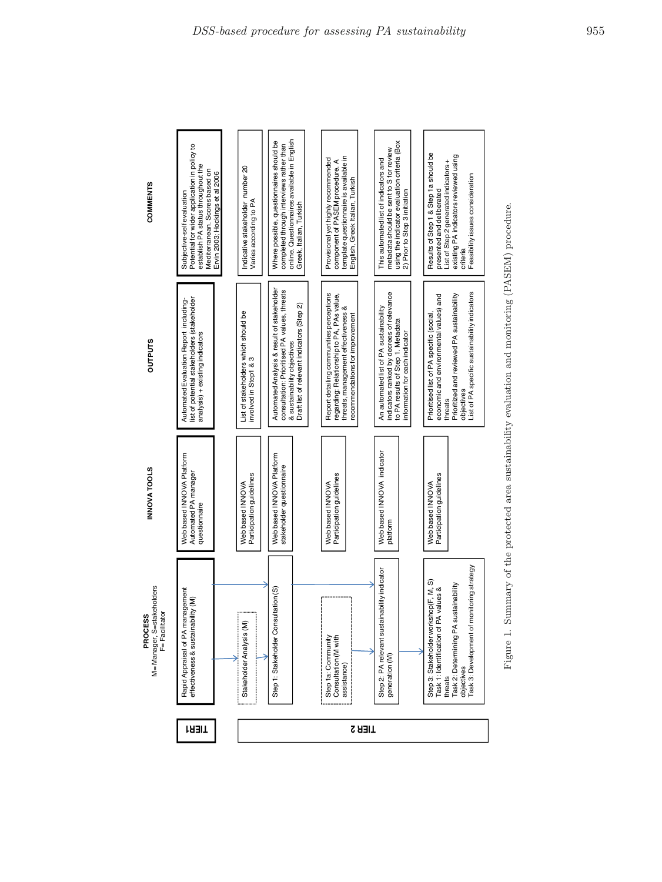| TIER | PROCESS M=Manager, S=stakeholders F= Facilitator | INNOVA TOOLS | OUTPUTS | COMMENTS |
|---|---|---|---|---|
| TIER1 | Rapid Appraisal of PA management effectiveness & sustainability (M) | Web based INNOVA Platform Automated PA manager questionnaire | Automated Evaluation Report including- list of potential stakeholders (stakeholder analysis) + existing indicators | Subjective-self evaluation Potential for wider application in policy to establish PA status throughout the Mediterranean. Scores based on Ervin 2003; Hockings et al 2006 |
| TIER 2 | Stakeholder Analysis (M) | Web based INNOVA Participation guidelines | List of stakeholders which should be involved in Step1 & 3 | Indicative stakeholder number 20 Varies according to PA |
| | Step 1: Stakeholder Consultation (S) | Web based INNOVA Platform stakeholder questionnaire | Automated Analysis & result of stakeholder consultation: Prioritised PA values, threats & sustainability objectives Draft list of relevant indicators (Step 2) | Where possible, questionnaires should be completed through interviews rather than online. Questionnaires available in English Greek, Italian, Turkish |
| | Step 1a: Community Consultation (M with assistance) | Web based INNOVA Participation guidelines | Report detailing communities perceptions regarding: Relationship to PA, PAs value, threats, management effectiveness & recommendations for improvement | Provisional yet highly recommended component of PASEM procedure. A template questionnaire is available in English, Greek Italian, Turkish |
| | Step 2: PA relevant sustainability indicator generation (M) | Web based INNOVA indicator platform | An automated list of PA sustainability indicators ranked by decrees of relevance to PA results of Step 1. Metadata information for each indicator | This automated list of indicators and metadata should be sent to S for review using the indicator evaluation criteria (Box 2) Prior to Step 3 initiation |
| | Step 3: Stakeholder workshop(F, M, S) Task 1: Identification of PA values & threats Task 2: Determining PA sustainability objectives Task 3: Development of monitoring strategy | Web based INNOVA Participation guidelines | Prioritised list of PA specific (social, economic and environmental values) and threats Prioritized and reviewed PA sustainability objectives List of PA specific sustainability indicators | Results of Step 1 & Step 1a should be presented and deliberated List of Step 2 generated indicators + existing PA indicators reviewed using criteria Feasibility issues consideration |

Figure 1. Summary of the protected area sustainability evaluation and monitoring (PASEM) procedure.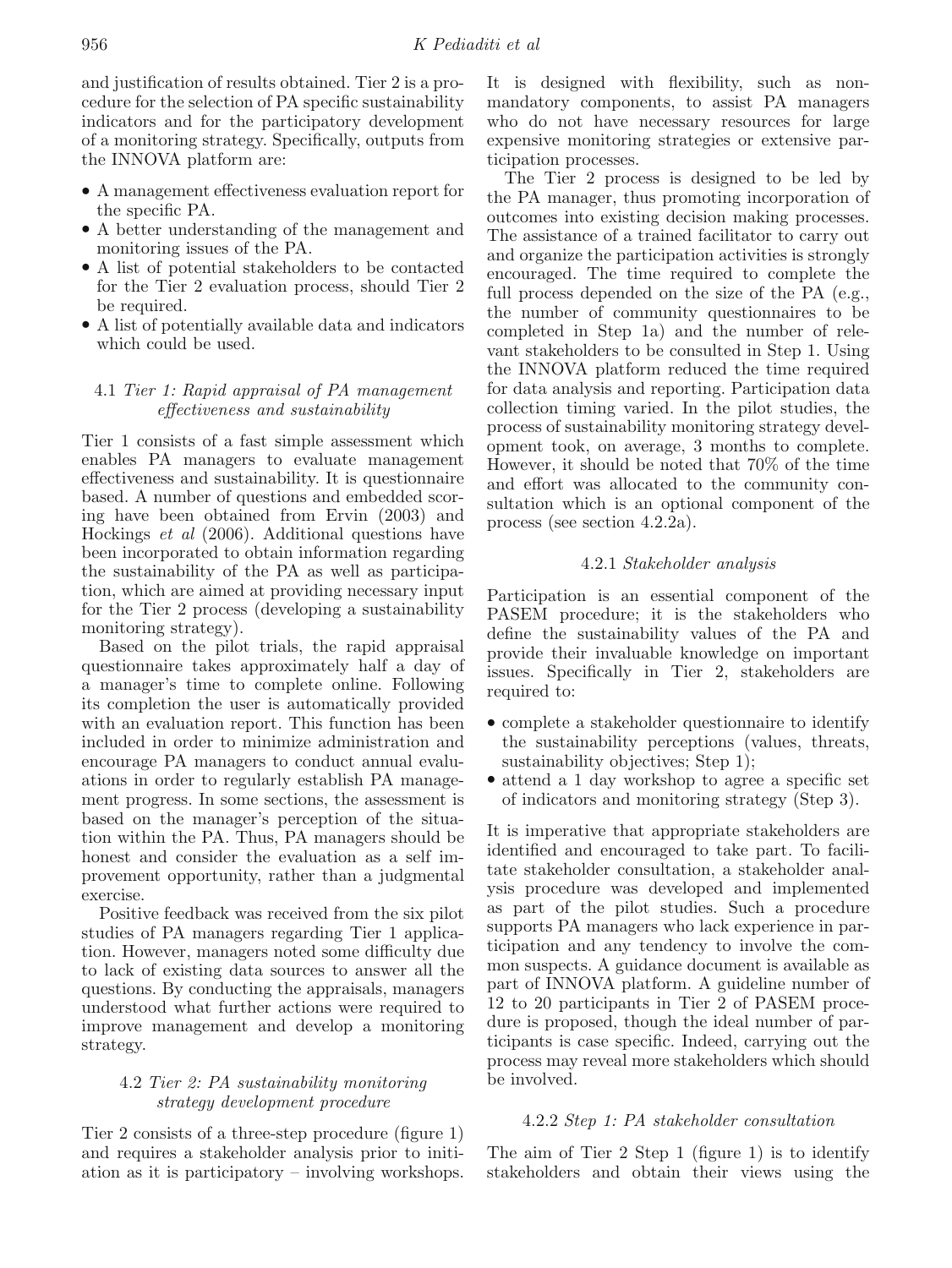and justification of results obtained. Tier 2 is a procedure for the selection of PA specific sustainability indicators and for the participatory development of a monitoring strategy. Specifically, outputs from the INNOVA platform are:

- A management effectiveness evaluation report for the specific PA.
- A better understanding of the management and monitoring issues of the PA.
- A list of potential stakeholders to be contacted for the Tier 2 evaluation process, should Tier 2 be required.
- A list of potentially available data and indicators which could be used.

### 4.1 *Tier 1: Rapid appraisal of PA management effectiveness and sustainability*

Tier 1 consists of a fast simple assessment which enables PA managers to evaluate management effectiveness and sustainability. It is questionnaire based. A number of questions and embedded scoring have been obtained from Ervin (2003) and Hockings *et al* (2006). Additional questions have been incorporated to obtain information regarding the sustainability of the PA as well as participation, which are aimed at providing necessary input for the Tier 2 process (developing a sustainability monitoring strategy).

Based on the pilot trials, the rapid appraisal questionnaire takes approximately half a day of a manager's time to complete online. Following its completion the user is automatically provided with an evaluation report. This function has been included in order to minimize administration and encourage PA managers to conduct annual evaluations in order to regularly establish PA management progress. In some sections, the assessment is based on the manager's perception of the situation within the PA. Thus, PA managers should be honest and consider the evaluation as a self improvement opportunity, rather than a judgmental exercise.

Positive feedback was received from the six pilot studies of PA managers regarding Tier 1 application. However, managers noted some difficulty due to lack of existing data sources to answer all the questions. By conducting the appraisals, managers understood what further actions were required to improve management and develop a monitoring strategy.

### 4.2 *Tier 2: PA sustainability monitoring strategy development procedure*

Tier 2 consists of a three-step procedure (figure 1) and requires a stakeholder analysis prior to initiation as it is participatory – involving workshops. It is designed with flexibility, such as non-mandatory components, to assist PA managers who do not have necessary resources for large expensive monitoring strategies or extensive participation processes.

The Tier 2 process is designed to be led by the PA manager, thus promoting incorporation of outcomes into existing decision making processes. The assistance of a trained facilitator to carry out and organize the participation activities is strongly encouraged. The time required to complete the full process depended on the size of the PA (e.g., the number of community questionnaires to be completed in Step 1a) and the number of relevant stakeholders to be consulted in Step 1. Using the INNOVA platform reduced the time required for data analysis and reporting. Participation data collection timing varied. In the pilot studies, the process of sustainability monitoring strategy development took, on average, 3 months to complete. However, it should be noted that 70% of the time and effort was allocated to the community consultation which is an optional component of the process (see section 4.2.2a).

#### 4.2.1 *Stakeholder analysis*

Participation is an essential component of the PASEM procedure; it is the stakeholders who define the sustainability values of the PA and provide their invaluable knowledge on important issues. Specifically in Tier 2, stakeholders are required to:

- complete a stakeholder questionnaire to identify the sustainability perceptions (values, threats, sustainability objectives; Step 1);
- attend a 1 day workshop to agree a specific set of indicators and monitoring strategy (Step 3).

It is imperative that appropriate stakeholders are identified and encouraged to take part. To facilitate stakeholder consultation, a stakeholder analysis procedure was developed and implemented as part of the pilot studies. Such a procedure supports PA managers who lack experience in participation and any tendency to involve the common suspects. A guidance document is available as part of INNOVA platform. A guideline number of 12 to 20 participants in Tier 2 of PASEM procedure is proposed, though the ideal number of participants is case specific. Indeed, carrying out the process may reveal more stakeholders which should be involved.

#### 4.2.2 *Step 1: PA stakeholder consultation*

The aim of Tier 2 Step 1 (figure 1) is to identify stakeholders and obtain their views using the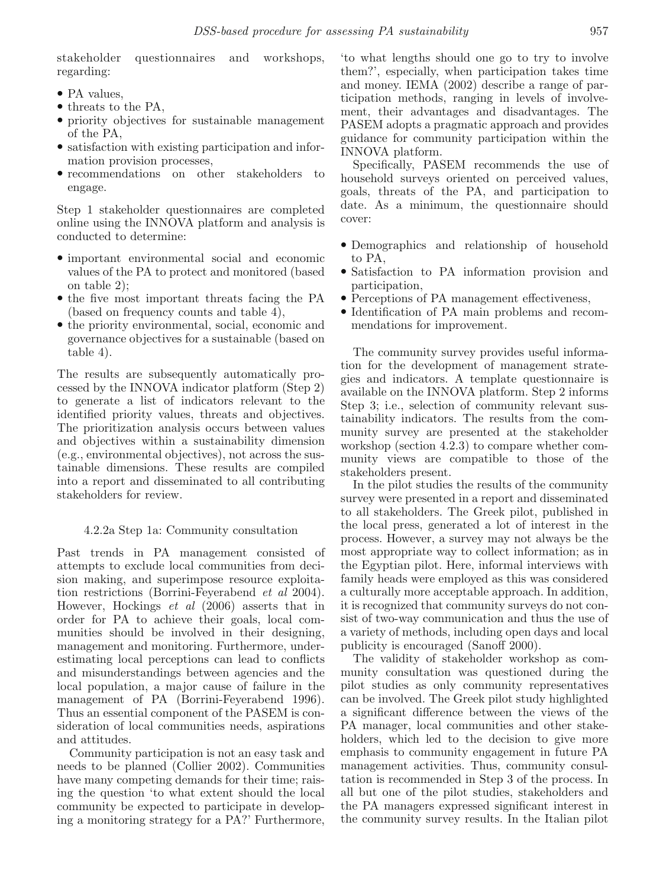stakeholder questionnaires and workshops, regarding:

- PA values,
- threats to the PA,
- priority objectives for sustainable management of the PA,
- satisfaction with existing participation and information provision processes,
- recommendations on other stakeholders to engage.

Step 1 stakeholder questionnaires are completed online using the INNOVA platform and analysis is conducted to determine:

- important environmental social and economic values of the PA to protect and monitored (based on table 2);
- the five most important threats facing the PA (based on frequency counts and table 4),
- the priority environmental, social, economic and governance objectives for a sustainable (based on table 4).

The results are subsequently automatically processed by the INNOVA indicator platform (Step 2) to generate a list of indicators relevant to the identified priority values, threats and objectives. The prioritization analysis occurs between values and objectives within a sustainability dimension (e.g., environmental objectives), not across the sustainable dimensions. These results are compiled into a report and disseminated to all contributing stakeholders for review.

#### 4.2.2a Step 1a: Community consultation

Past trends in PA management consisted of attempts to exclude local communities from decision making, and superimpose resource exploitation restrictions (Borrini-Feyerabend *et al* 2004). However, Hockings *et al* (2006) asserts that in order for PA to achieve their goals, local communities should be involved in their designing, management and monitoring. Furthermore, underestimating local perceptions can lead to conflicts and misunderstandings between agencies and the local population, a major cause of failure in the management of PA (Borrini-Feyerabend 1996). Thus an essential component of the PASEM is consideration of local communities needs, aspirations and attitudes.

Community participation is not an easy task and needs to be planned (Collier 2002). Communities have many competing demands for their time; raising the question 'to what extent should the local community be expected to participate in developing a monitoring strategy for a PA?' Furthermore, 'to what lengths should one go to try to involve them?', especially, when participation takes time and money. IEMA (2002) describe a range of participation methods, ranging in levels of involvement, their advantages and disadvantages. The PASEM adopts a pragmatic approach and provides guidance for community participation within the INNOVA platform.

Specifically, PASEM recommends the use of household surveys oriented on perceived values, goals, threats of the PA, and participation to date. As a minimum, the questionnaire should cover:

- Demographics and relationship of household to PA,
- Satisfaction to PA information provision and participation,
- Perceptions of PA management effectiveness,
- Identification of PA main problems and recommendations for improvement.

The community survey provides useful information for the development of management strategies and indicators. A template questionnaire is available on the INNOVA platform. Step 2 informs Step 3; i.e., selection of community relevant sustainability indicators. The results from the community survey are presented at the stakeholder workshop (section 4.2.3) to compare whether community views are compatible to those of the stakeholders present.

In the pilot studies the results of the community survey were presented in a report and disseminated to all stakeholders. The Greek pilot, published in the local press, generated a lot of interest in the process. However, a survey may not always be the most appropriate way to collect information; as in the Egyptian pilot. Here, informal interviews with family heads were employed as this was considered a culturally more acceptable approach. In addition, it is recognized that community surveys do not consist of two-way communication and thus the use of a variety of methods, including open days and local publicity is encouraged (Sanoff 2000).

The validity of stakeholder workshop as community consultation was questioned during the pilot studies as only community representatives can be involved. The Greek pilot study highlighted a significant difference between the views of the PA manager, local communities and other stakeholders, which led to the decision to give more emphasis to community engagement in future PA management activities. Thus, community consultation is recommended in Step 3 of the process. In all but one of the pilot studies, stakeholders and the PA managers expressed significant interest in the community survey results. In the Italian pilot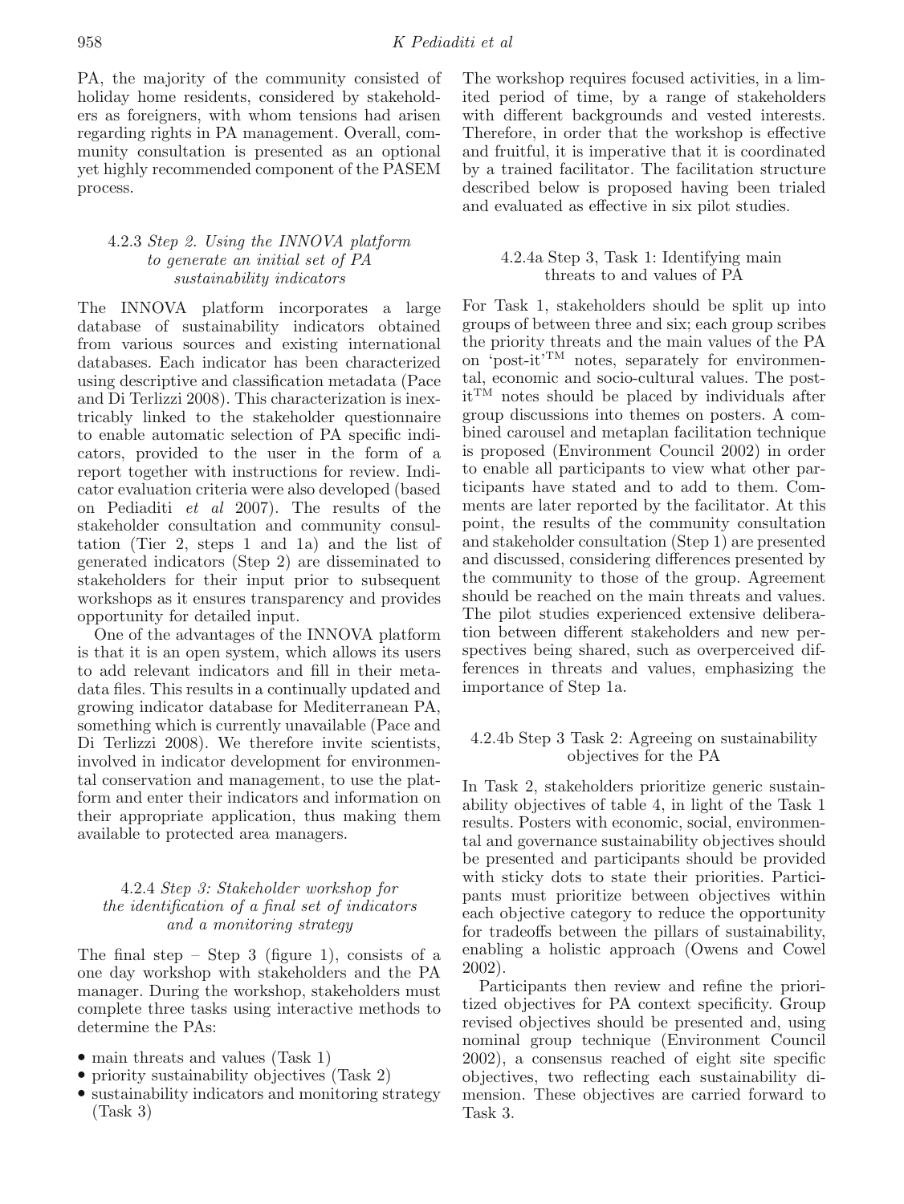PA, the majority of the community consisted of holiday home residents, considered by stakeholders as foreigners, with whom tensions had arisen regarding rights in PA management. Overall, community consultation is presented as an optional yet highly recommended component of the PASEM process.

#### 4.2.3 *Step 2. Using the INNOVA platform to generate an initial set of PA sustainability indicators*

The INNOVA platform incorporates a large database of sustainability indicators obtained from various sources and existing international databases. Each indicator has been characterized using descriptive and classification metadata (Pace and Di Terlizzi 2008). This characterization is inextricably linked to the stakeholder questionnaire to enable automatic selection of PA specific indicators, provided to the user in the form of a report together with instructions for review. Indicator evaluation criteria were also developed (based on Pediaditi *et al* 2007). The results of the stakeholder consultation and community consultation (Tier 2, steps 1 and 1a) and the list of generated indicators (Step 2) are disseminated to stakeholders for their input prior to subsequent workshops as it ensures transparency and provides opportunity for detailed input.

One of the advantages of the INNOVA platform is that it is an open system, which allows its users to add relevant indicators and fill in their metadata files. This results in a continually updated and growing indicator database for Mediterranean PA, something which is currently unavailable (Pace and Di Terlizzi 2008). We therefore invite scientists, involved in indicator development for environmental conservation and management, to use the platform and enter their indicators and information on their appropriate application, thus making them available to protected area managers.

#### 4.2.4 *Step 3: Stakeholder workshop for the identification of a final set of indicators and a monitoring strategy*

The final step – Step 3 (figure 1), consists of a one day workshop with stakeholders and the PA manager. During the workshop, stakeholders must complete three tasks using interactive methods to determine the PAs:

- main threats and values (Task 1)
- priority sustainability objectives (Task 2)
- sustainability indicators and monitoring strategy (Task 3)

The workshop requires focused activities, in a limited period of time, by a range of stakeholders with different backgrounds and vested interests. Therefore, in order that the workshop is effective and fruitful, it is imperative that it is coordinated by a trained facilitator. The facilitation structure described below is proposed having been trialed and evaluated as effective in six pilot studies.

##### 4.2.4a Step 3, Task 1: Identifying main threats to and values of PA

For Task 1, stakeholders should be split up into groups of between three and six; each group scribes the priority threats and the main values of the PA on 'post-it'™ notes, separately for environmental, economic and socio-cultural values. The post-it™ notes should be placed by individuals after group discussions into themes on posters. A combined carousel and metaplan facilitation technique is proposed (Environment Council 2002) in order to enable all participants to view what other participants have stated and to add to them. Comments are later reported by the facilitator. At this point, the results of the community consultation and stakeholder consultation (Step 1) are presented and discussed, considering differences presented by the community to those of the group. Agreement should be reached on the main threats and values. The pilot studies experienced extensive deliberation between different stakeholders and new perspectives being shared, such as overperceived differences in threats and values, emphasizing the importance of Step 1a.

##### 4.2.4b Step 3 Task 2: Agreeing on sustainability objectives for the PA

In Task 2, stakeholders prioritize generic sustainability objectives of table 4, in light of the Task 1 results. Posters with economic, social, environmental and governance sustainability objectives should be presented and participants should be provided with sticky dots to state their priorities. Participants must prioritize between objectives within each objective category to reduce the opportunity for tradeoffs between the pillars of sustainability, enabling a holistic approach (Owens and Cowel 2002).

Participants then review and refine the prioritized objectives for PA context specificity. Group revised objectives should be presented and, using nominal group technique (Environment Council 2002), a consensus reached of eight site specific objectives, two reflecting each sustainability dimension. These objectives are carried forward to Task 3.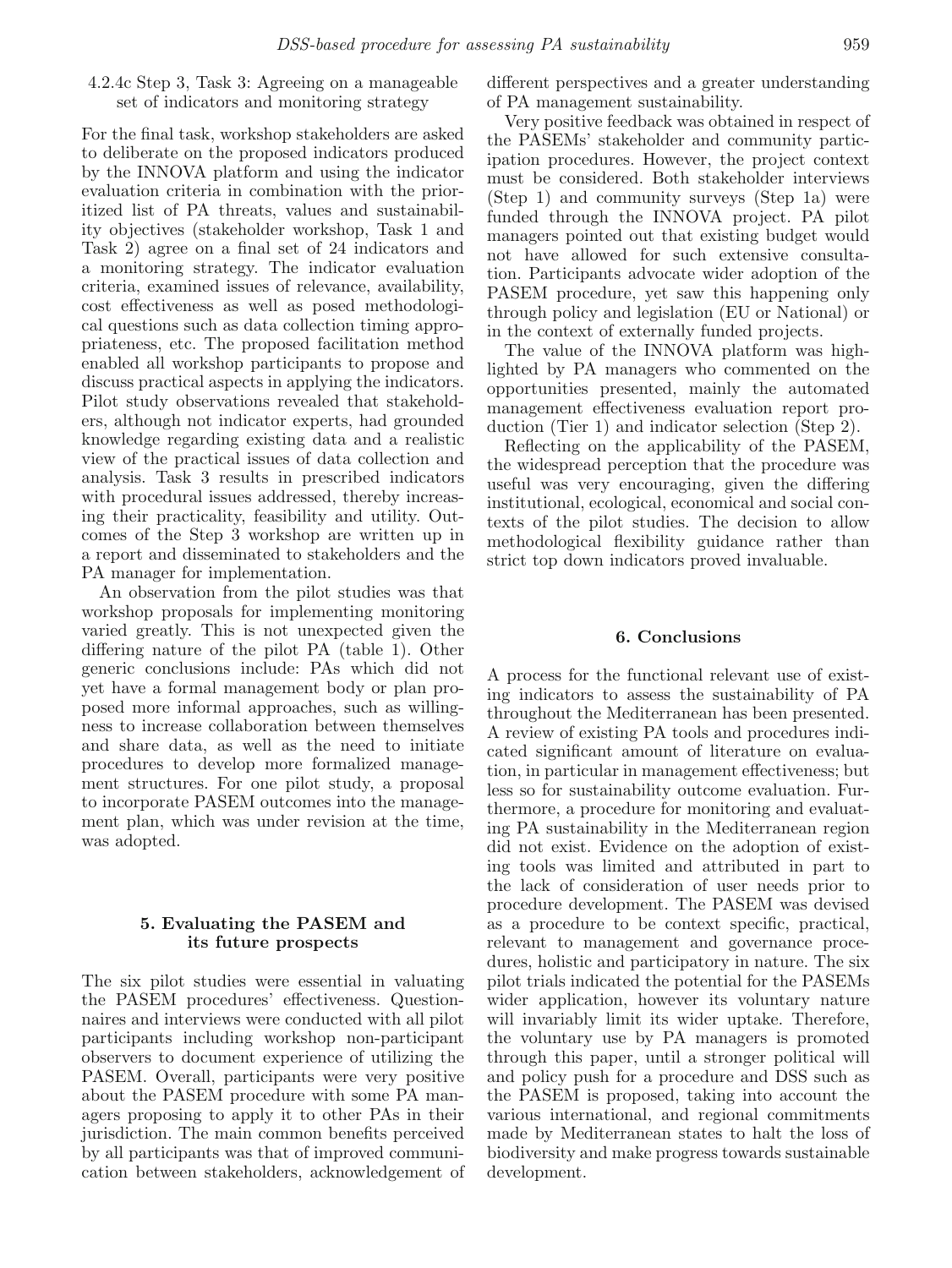#### 4.2.4c Step 3, Task 3: Agreeing on a manageable set of indicators and monitoring strategy

For the final task, workshop stakeholders are asked to deliberate on the proposed indicators produced by the INNOVA platform and using the indicator evaluation criteria in combination with the prioritized list of PA threats, values and sustainability objectives (stakeholder workshop, Task 1 and Task 2) agree on a final set of 24 indicators and a monitoring strategy. The indicator evaluation criteria, examined issues of relevance, availability, cost effectiveness as well as posed methodological questions such as data collection timing appropriateness, etc. The proposed facilitation method enabled all workshop participants to propose and discuss practical aspects in applying the indicators. Pilot study observations revealed that stakeholders, although not indicator experts, had grounded knowledge regarding existing data and a realistic view of the practical issues of data collection and analysis. Task 3 results in prescribed indicators with procedural issues addressed, thereby increasing their practicality, feasibility and utility. Outcomes of the Step 3 workshop are written up in a report and disseminated to stakeholders and the PA manager for implementation.

An observation from the pilot studies was that workshop proposals for implementing monitoring varied greatly. This is not unexpected given the differing nature of the pilot PA (table 1). Other generic conclusions include: PAs which did not yet have a formal management body or plan proposed more informal approaches, such as willingness to increase collaboration between themselves and share data, as well as the need to initiate procedures to develop more formalized management structures. For one pilot study, a proposal to incorporate PASEM outcomes into the management plan, which was under revision at the time, was adopted.

## 5. Evaluating the PASEM and its future prospects

The six pilot studies were essential in valuating the PASEM procedures' effectiveness. Questionnaires and interviews were conducted with all pilot participants including workshop non-participant observers to document experience of utilizing the PASEM. Overall, participants were very positive about the PASEM procedure with some PA managers proposing to apply it to other PAs in their jurisdiction. The main common benefits perceived by all participants was that of improved communication between stakeholders, acknowledgement of different perspectives and a greater understanding of PA management sustainability.

Very positive feedback was obtained in respect of the PASEMs' stakeholder and community participation procedures. However, the project context must be considered. Both stakeholder interviews (Step 1) and community surveys (Step 1a) were funded through the INNOVA project. PA pilot managers pointed out that existing budget would not have allowed for such extensive consultation. Participants advocate wider adoption of the PASEM procedure, yet saw this happening only through policy and legislation (EU or National) or in the context of externally funded projects.

The value of the INNOVA platform was highlighted by PA managers who commented on the opportunities presented, mainly the automated management effectiveness evaluation report production (Tier 1) and indicator selection (Step 2).

Reflecting on the applicability of the PASEM, the widespread perception that the procedure was useful was very encouraging, given the differing institutional, ecological, economical and social contexts of the pilot studies. The decision to allow methodological flexibility guidance rather than strict top down indicators proved invaluable.

## 6. Conclusions

A process for the functional relevant use of existing indicators to assess the sustainability of PA throughout the Mediterranean has been presented. A review of existing PA tools and procedures indicated significant amount of literature on evaluation, in particular in management effectiveness; but less so for sustainability outcome evaluation. Furthermore, a procedure for monitoring and evaluating PA sustainability in the Mediterranean region did not exist. Evidence on the adoption of existing tools was limited and attributed in part to the lack of consideration of user needs prior to procedure development. The PASEM was devised as a procedure to be context specific, practical, relevant to management and governance procedures, holistic and participatory in nature. The six pilot trials indicated the potential for the PASEMs wider application, however its voluntary nature will invariably limit its wider uptake. Therefore, the voluntary use by PA managers is promoted through this paper, until a stronger political will and policy push for a procedure and DSS such as the PASEM is proposed, taking into account the various international, and regional commitments made by Mediterranean states to halt the loss of biodiversity and make progress towards sustainable development.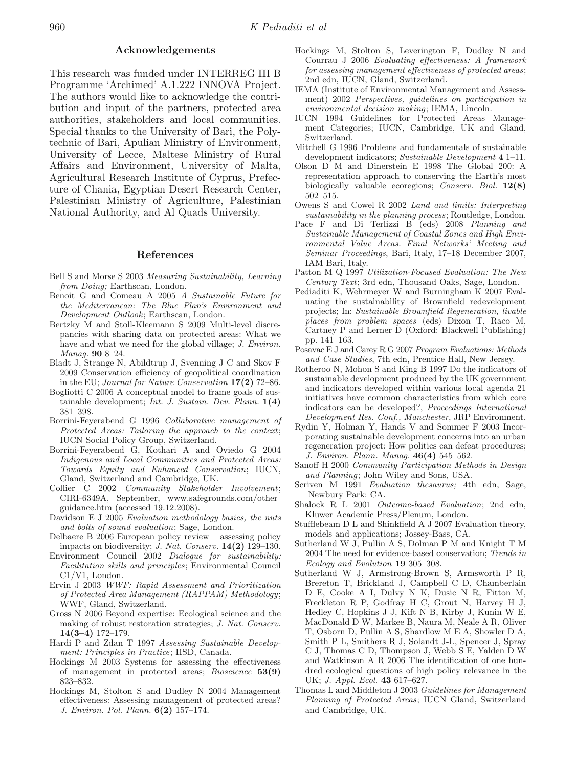## Acknowledgements

This research was funded under INTERREG III B Programme 'Archimed' A.1.222 INNOVA Project. The authors would like to acknowledge the contribution and input of the partners, protected area authorities, stakeholders and local communities. Special thanks to the University of Bari, the Polytechnic of Bari, Apulian Ministry of Environment, University of Lecce, Maltese Ministry of Rural Affairs and Environment, University of Malta, Agricultural Research Institute of Cyprus, Prefecture of Chania, Egyptian Desert Research Center, Palestinian Ministry of Agriculture, Palestinian National Authority, and Al Quads University.

## References

Bell S and Morse S 2003 *Measuring Sustainability, Learning from Doing;* Earthscan, London.

Benoit G and Comeau A 2005 *A Sustainable Future for the Mediterranean: The Blue Plan's Environment and Development Outlook*; Earthscan, London.

Bertzky M and Stoll-Kleemann S 2009 Multi-level discrepancies with sharing data on protected areas: What we have and what we need for the global village; *J. Environ. Manag.* **90** 8–24.

Bladt J, Strange N, Abildtrup J, Svenning J C and Skov F 2009 Conservation efficiency of geopolitical coordination in the EU; *Journal for Nature Conservation* **17(2)** 72–86.

Bogliotti C 2006 A conceptual model to frame goals of sustainable development; *Int. J. Sustain. Dev. Plann.* **1(4)** 381–398.

Borrini-Feyerabend G 1996 *Collaborative management of Protected Areas: Tailoring the approach to the context*; IUCN Social Policy Group, Switzerland.

Borrini-Feyerabend G, Kothari A and Oviedo G 2004 *Indigenous and Local Communities and Protected Areas: Towards Equity and Enhanced Conservation*; IUCN, Gland, Switzerland and Cambridge, UK.

Collier C 2002 *Community Stakeholder Involvement*; CIRI-6349A, September, www.safegrounds.com/other_guidance.htm (accessed 19.12.2008).

Davidson E J 2005 *Evaluation methodology basics, the nuts and bolts of sound evaluation*; Sage, London.

Delbaere B 2006 European policy review – assessing policy impacts on biodiversity; *J. Nat. Conserv.* **14(2)** 129–130.

Environment Council 2002 *Dialogue for sustainability: Facilitation skills and principles*; Environmental Council C1/V1, London.

Ervin J 2003 *WWF: Rapid Assessment and Prioritization of Protected Area Management (RAPPAM) Methodology*; WWF, Gland, Switzerland.

Gross N 2006 Beyond expertise: Ecological science and the making of robust restoration strategies; *J. Nat. Conserv.* **14(3–4)** 172–179.

Hardi P and Zdan T 1997 *Assessing Sustainable Development: Principles in Practice*; IISD, Canada.

Hockings M 2003 Systems for assessing the effectiveness of management in protected areas; *Bioscience* **53(9)** 823–832.

Hockings M, Stolton S and Dudley N 2004 Management effectiveness: Assessing management of protected areas? *J. Environ. Pol. Plann.* **6(2)** 157–174.

Hockings M, Stolton S, Leverington F, Dudley N and Courrau J 2006 *Evaluating effectiveness: A framework for assessing management effectiveness of protected areas*; 2nd edn, IUCN, Gland, Switzerland.

IEMA (Institute of Environmental Management and Assessment) 2002 *Perspectives, guidelines on participation in environmental decision making*; IEMA, Lincoln.

IUCN 1994 Guidelines for Protected Areas Management Categories; IUCN, Cambridge, UK and Gland, Switzerland.

Mitchell G 1996 Problems and fundamentals of sustainable development indicators; *Sustainable Development* **4** 1–11.

Olson D M and Dinerstein E 1998 The Global 200: A representation approach to conserving the Earth's most biologically valuable ecoregions; *Conserv. Biol.* **12(8)** 502–515.

Owens S and Cowel R 2002 *Land and limits: Interpreting sustainability in the planning process*; Routledge, London.

Pace F and Di Terlizzi B (eds) 2008 *Planning and Sustainable Management of Coastal Zones and High Environmental Value Areas. Final Networks' Meeting and Seminar Proceedings*, Bari, Italy, 17–18 December 2007, IAM Bari, Italy.

Patton M Q 1997 *Utilization-Focused Evaluation: The New Century Text*; 3rd edn, Thousand Oaks, Sage, London.

Pediaditi K, Wehrmeyer W and Burningham K 2007 Evaluating the sustainability of Brownfield redevelopment projects; In: *Sustainable Brownfield Regeneration, livable places from problem spaces* (eds) Dixon T, Raco M, Cartney P and Lerner D (Oxford: Blackwell Publishing) pp. 141–163.

Posavac E J and Carey R G 2007 *Program Evaluations: Methods and Case Studies*, 7th edn, Prentice Hall, New Jersey.

Rotheroo N, Mohon S and King B 1997 Do the indicators of sustainable development produced by the UK government and indicators developed within various local agenda 21 initiatives have common characteristics from which core indicators can be developed?, *Proceedings International Development Res. Conf., Manchester*, JRP Environment.

Rydin Y, Holman Y, Hands V and Sommer F 2003 Incorporating sustainable development concerns into an urban regeneration project: How politics can defeat procedures; *J. Environ. Plann. Manag.* **46(4)** 545–562.

Sanoff H 2000 *Community Participation Methods in Design and Planning*; John Wiley and Sons, USA.

Scriven M 1991 *Evaluation thesaurus;* 4th edn, Sage, Newbury Park: CA.

Shalock R L 2001 *Outcome-based Evaluation*; 2nd edn, Kluwer Academic Press/Plenum, London.

Stufflebeam D L and Shinkfield A J 2007 Evaluation theory, models and applications; Jossey-Bass, CA.

Sutherland W J, Pullin A S, Dolman P M and Knight T M 2004 The need for evidence-based conservation; *Trends in Ecology and Evolution* **19** 305–308.

Sutherland W J, Armstrong-Brown S, Armsworth P R, Brereton T, Brickland J, Campbell C D, Chamberlain D E, Cooke A I, Dulvy N K, Dusic N R, Fitton M, Freckleton R P, Godfray H C, Grout N, Harvey H J, Hedley C, Hopkins J J, Kift N B, Kirby J, Kunin W E, MacDonald D W, Markee B, Naura M, Neale A R, Oliver T, Osborn D, Pullin A S, Shardlow M E A, Showler D A, Smith P L, Smithers R J, Solandt J-L, Spencer J, Spray C J, Thomas C D, Thompson J, Webb S E, Yalden D W and Watkinson A R 2006 The identification of one hundred ecological questions of high policy relevance in the UK; *J. Appl. Ecol.* **43** 617–627.

Thomas L and Middleton J 2003 *Guidelines for Management Planning of Protected Areas*; IUCN Gland, Switzerland and Cambridge, UK.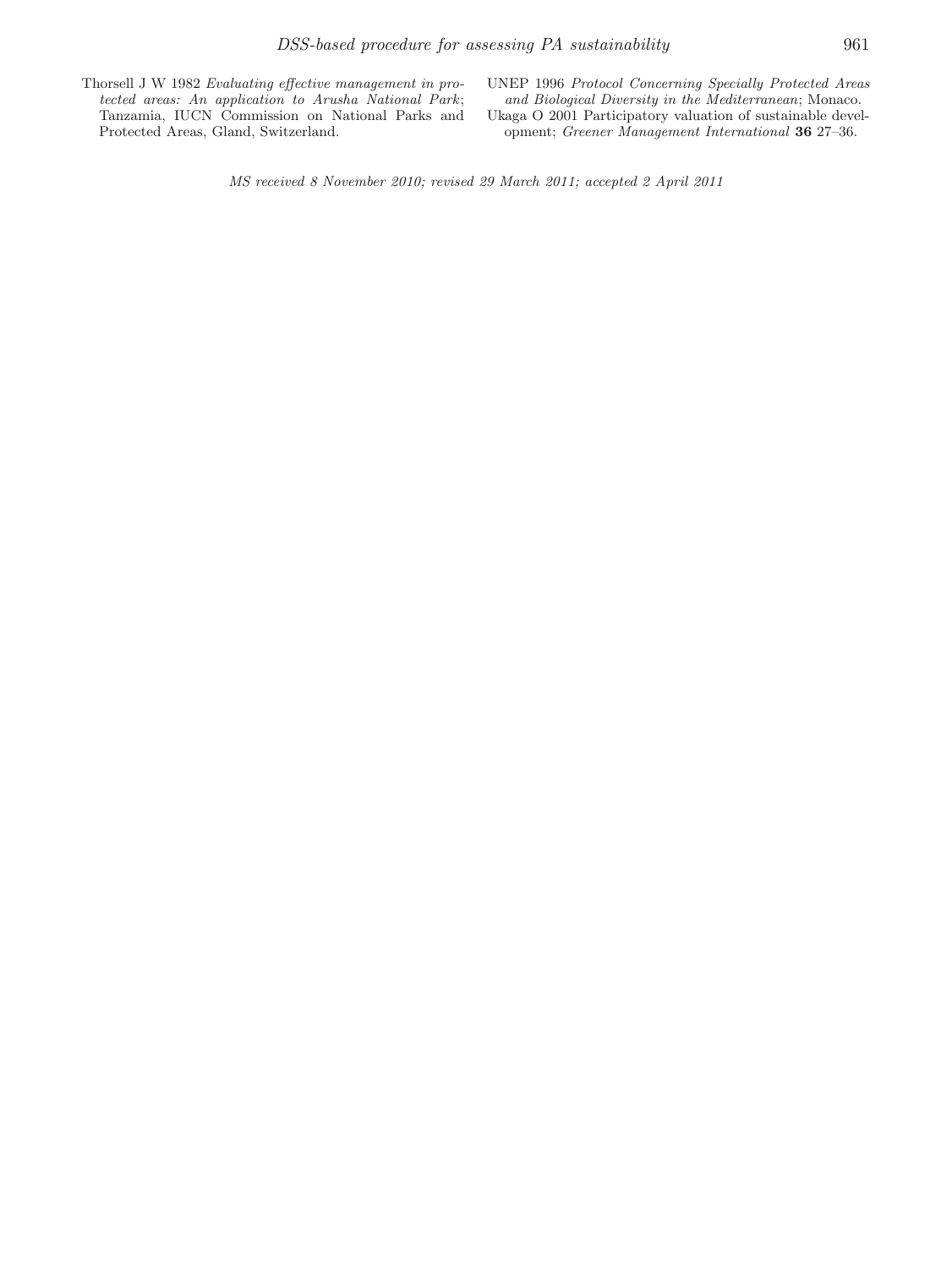Thorsell J W 1982 *Evaluating effective management in protected areas: An application to Arusha National Park*; Tanzamia, IUCN Commission on National Parks and Protected Areas, Gland, Switzerland.

UNEP 1996 *Protocol Concerning Specially Protected Areas and Biological Diversity in the Mediterranean*; Monaco.

Ukaga O 2001 Participatory valuation of sustainable development; *Greener Management International* **36** 27–36.

*MS received 8 November 2010; revised 29 March 2011; accepted 2 April 2011*